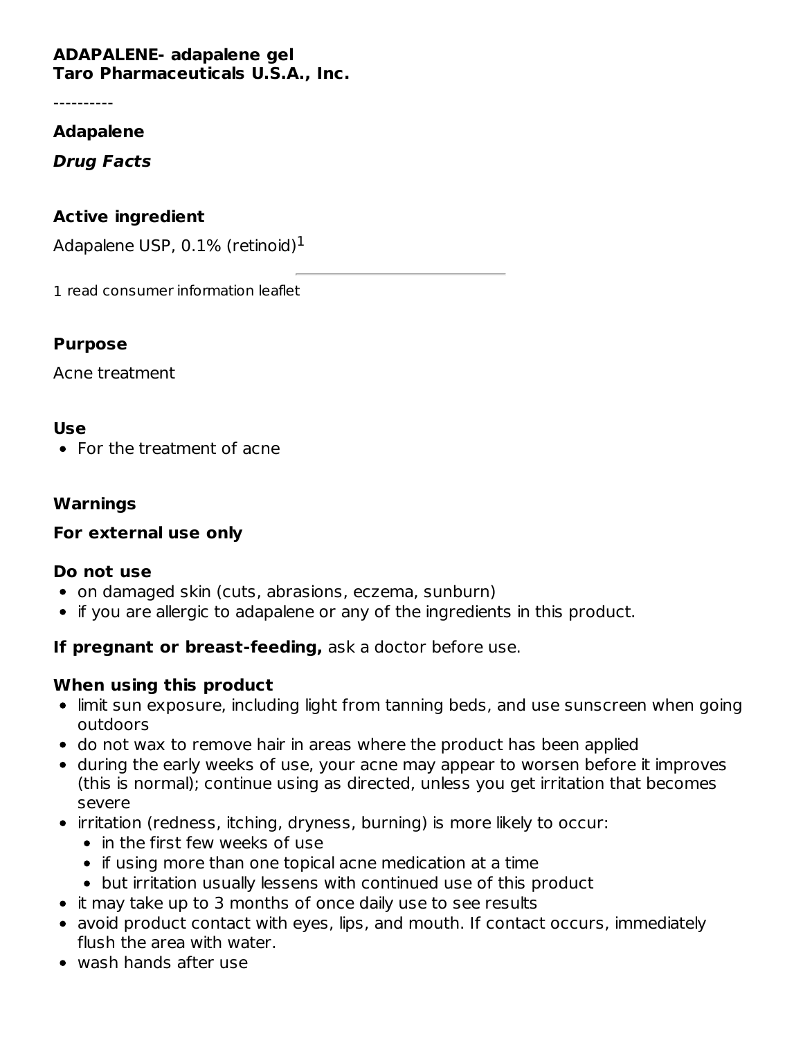**ADAPALENE- adapalene gel**
**Taro Pharmaceuticals U.S.A., Inc.**

----------

## Adapalene

***Drug Facts***

### Active ingredient

Adapalene USP, 0.1% (retinoid)[1]

[1] read consumer information leaflet

### Purpose

Acne treatment

### Use

- For the treatment of acne

### Warnings

**For external use only**

**Do not use**

- on damaged skin (cuts, abrasions, eczema, sunburn)
- if you are allergic to adapalene or any of the ingredients in this product.

**If pregnant or breast-feeding,** ask a doctor before use.

**When using this product**

- limit sun exposure, including light from tanning beds, and use sunscreen when going outdoors
- do not wax to remove hair in areas where the product has been applied
- during the early weeks of use, your acne may appear to worsen before it improves (this is normal); continue using as directed, unless you get irritation that becomes severe
- irritation (redness, itching, dryness, burning) is more likely to occur:
  - in the first few weeks of use
  - if using more than one topical acne medication at a time
  - but irritation usually lessens with continued use of this product
- it may take up to 3 months of once daily use to see results
- avoid product contact with eyes, lips, and mouth. If contact occurs, immediately flush the area with water.
- wash hands after use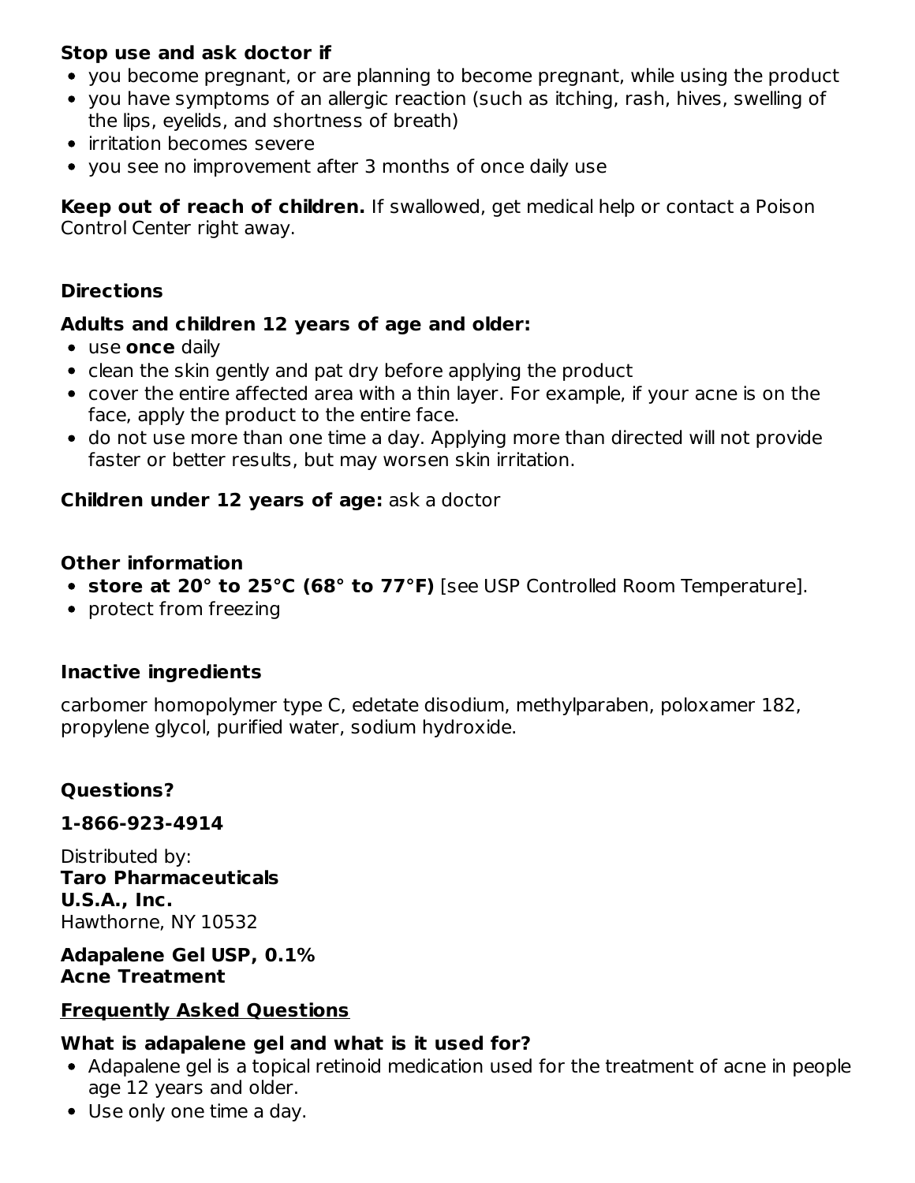**Stop use and ask doctor if**

- you become pregnant, or are planning to become pregnant, while using the product
- you have symptoms of an allergic reaction (such as itching, rash, hives, swelling of the lips, eyelids, and shortness of breath)
- irritation becomes severe
- you see no improvement after 3 months of once daily use

**Keep out of reach of children.** If swallowed, get medical help or contact a Poison Control Center right away.

**Directions**

**Adults and children 12 years of age and older:**

- use **once** daily
- clean the skin gently and pat dry before applying the product
- cover the entire affected area with a thin layer. For example, if your acne is on the face, apply the product to the entire face.
- do not use more than one time a day. Applying more than directed will not provide faster or better results, but may worsen skin irritation.

**Children under 12 years of age:** ask a doctor

**Other information**

- **store at 20° to 25°C (68° to 77°F)** [see USP Controlled Room Temperature].
- protect from freezing

**Inactive ingredients**

carbomer homopolymer type C, edetate disodium, methylparaben, poloxamer 182, propylene glycol, purified water, sodium hydroxide.

**Questions?**

**1-866-923-4914**

Distributed by:
**Taro Pharmaceuticals**
**U.S.A., Inc.**
Hawthorne, NY 10532

**Adapalene Gel USP, 0.1%**
**Acne Treatment**

**Frequently Asked Questions**

**What is adapalene gel and what is it used for?**

- Adapalene gel is a topical retinoid medication used for the treatment of acne in people age 12 years and older.
- Use only one time a day.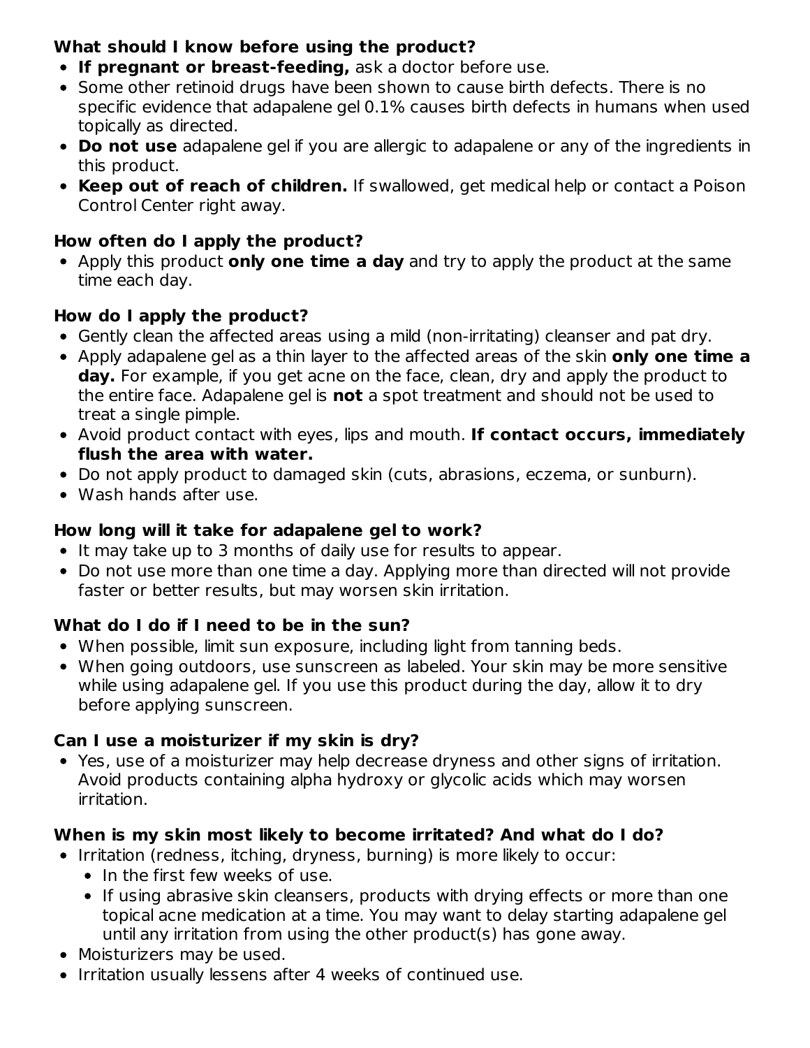**What should I know before using the product?**

- **If pregnant or breast-feeding,** ask a doctor before use.
- Some other retinoid drugs have been shown to cause birth defects. There is no specific evidence that adapalene gel 0.1% causes birth defects in humans when used topically as directed.
- **Do not use** adapalene gel if you are allergic to adapalene or any of the ingredients in this product.
- **Keep out of reach of children.** If swallowed, get medical help or contact a Poison Control Center right away.

**How often do I apply the product?**

- Apply this product **only one time a day** and try to apply the product at the same time each day.

**How do I apply the product?**

- Gently clean the affected areas using a mild (non-irritating) cleanser and pat dry.
- Apply adapalene gel as a thin layer to the affected areas of the skin **only one time a day.** For example, if you get acne on the face, clean, dry and apply the product to the entire face. Adapalene gel is **not** a spot treatment and should not be used to treat a single pimple.
- Avoid product contact with eyes, lips and mouth. **If contact occurs, immediately flush the area with water.**
- Do not apply product to damaged skin (cuts, abrasions, eczema, or sunburn).
- Wash hands after use.

**How long will it take for adapalene gel to work?**

- It may take up to 3 months of daily use for results to appear.
- Do not use more than one time a day. Applying more than directed will not provide faster or better results, but may worsen skin irritation.

**What do I do if I need to be in the sun?**

- When possible, limit sun exposure, including light from tanning beds.
- When going outdoors, use sunscreen as labeled. Your skin may be more sensitive while using adapalene gel. If you use this product during the day, allow it to dry before applying sunscreen.

**Can I use a moisturizer if my skin is dry?**

- Yes, use of a moisturizer may help decrease dryness and other signs of irritation. Avoid products containing alpha hydroxy or glycolic acids which may worsen irritation.

**When is my skin most likely to become irritated? And what do I do?**

- Irritation (redness, itching, dryness, burning) is more likely to occur:
  - In the first few weeks of use.
  - If using abrasive skin cleansers, products with drying effects or more than one topical acne medication at a time. You may want to delay starting adapalene gel until any irritation from using the other product(s) has gone away.
- Moisturizers may be used.
- Irritation usually lessens after 4 weeks of continued use.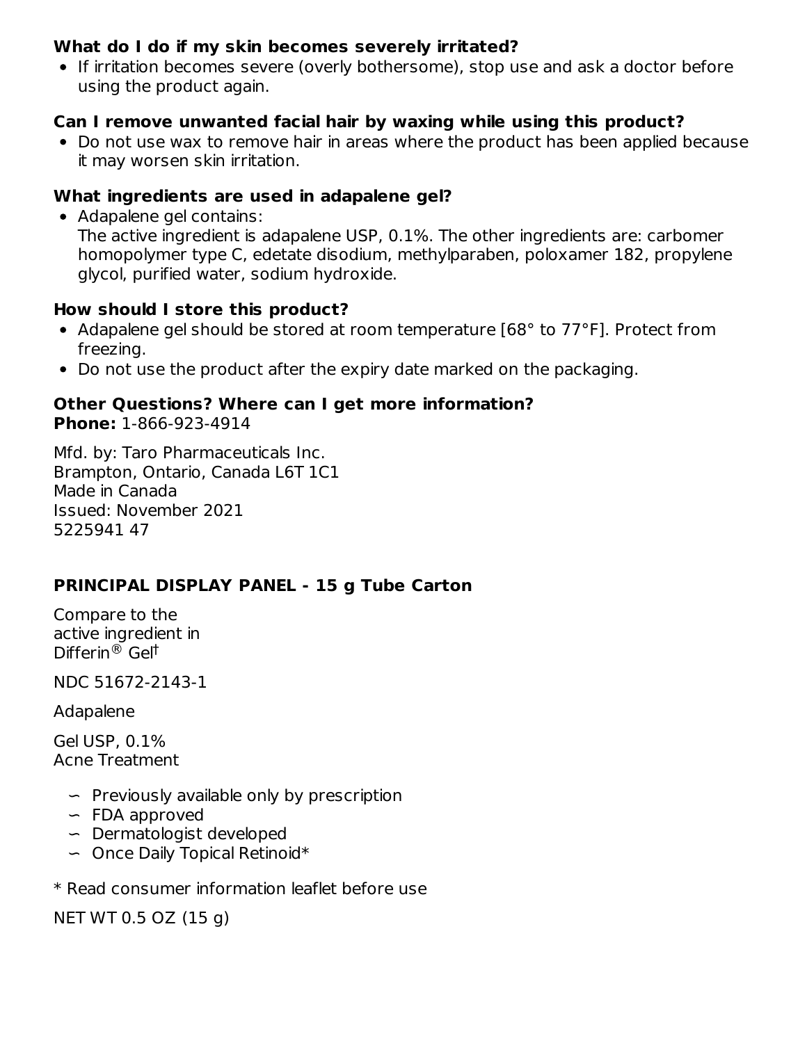### What do I do if my skin becomes severely irritated?

- If irritation becomes severe (overly bothersome), stop use and ask a doctor before using the product again.

### Can I remove unwanted facial hair by waxing while using this product?

- Do not use wax to remove hair in areas where the product has been applied because it may worsen skin irritation.

### What ingredients are used in adapalene gel?

- Adapalene gel contains:
  The active ingredient is adapalene USP, 0.1%. The other ingredients are: carbomer homopolymer type C, edetate disodium, methylparaben, poloxamer 182, propylene glycol, purified water, sodium hydroxide.

### How should I store this product?

- Adapalene gel should be stored at room temperature [68° to 77°F]. Protect from freezing.
- Do not use the product after the expiry date marked on the packaging.

### Other Questions? Where can I get more information?

**Phone:** 1-866-923-4914

Mfd. by: Taro Pharmaceuticals Inc.
Brampton, Ontario, Canada L6T 1C1
Made in Canada
Issued: November 2021
5225941 47

## PRINCIPAL DISPLAY PANEL - 15 g Tube Carton

Compare to the active ingredient in Differin® Gel†

NDC 51672-2143-1

Adapalene

Gel USP, 0.1%
Acne Treatment

- Previously available only by prescription
- FDA approved
- Dermatologist developed
- Once Daily Topical Retinoid*

* Read consumer information leaflet before use

NET WT 0.5 OZ (15 g)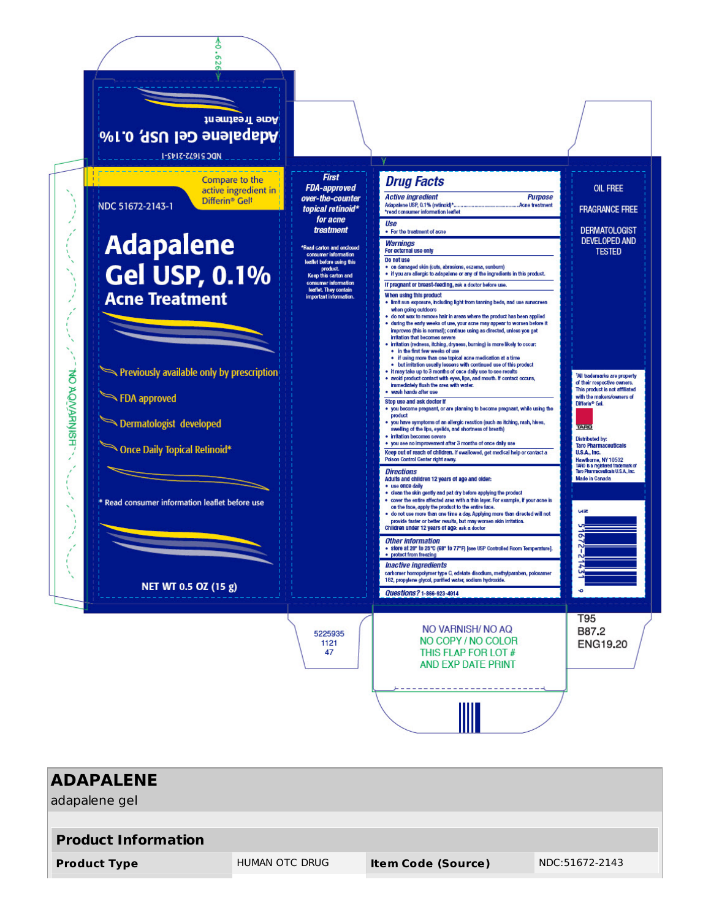NDC 51672-2143-1

Adapalene Gel USP, 0.1%

Acne Treatment

Compare to the active ingredient in Differin® Gel†

# Adapalene Gel USP, 0.1%

## Acne Treatment

- Previously available only by prescription
- FDA approved
- Dermatologist developed
- Once Daily Topical Retinoid*

* Read consumer information leaflet before use

NET WT 0.5 OZ (15 g)

**First FDA-approved over-the-counter topical retinoid* for acne treatment**

*Read carton and enclosed consumer information leaflet before using this product. Keep this carton and consumer information leaflet. They contain important information.

## Drug Facts

| Active ingredient | Purpose |
| --- | --- |
| Adapalene USP, 0.1% (retinoid)* | Acne treatment |

*read consumer information leaflet

**Use**

- For the treatment of acne

**Warnings**

**For external use only**

**Do not use**

- on damaged skin (cuts, abrasions, eczema, sunburn)
- if you are allergic to adapalene or any of the ingredients in this product.

**If pregnant or breast-feeding,** ask a doctor before use.

**When using this product**

- limit sun exposure, including light from tanning beds, and use sunscreen when going outdoors
- do not wax to remove hair in areas where the product has been applied
- during the early weeks of use, your acne may appear to worsen before it improves (this is normal); continue using as directed, unless you get irritation that becomes severe
- irritation (redness, itching, dryness, burning) is more likely to occur:
  - in the first few weeks of use
  - if using more than one topical acne medication at a time
  - but irritation usually lessens with continued use of this product
- it may take up to 3 months of once daily use to see results
- avoid product contact with eyes, lips, and mouth. If contact occurs, immediately flush the area with water.
- wash hands after use

**Stop use and ask doctor if**

- you become pregnant, or are planning to become pregnant, while using the product
- you have symptoms of an allergic reaction (such as itching, rash, hives, swelling of the lips, eyelids, and shortness of breath)
- irritation becomes severe
- you see no improvement after 3 months of once daily use

**Keep out of reach of children.** If swallowed, get medical help or contact a Poison Control Center right away.

**Directions**

**Adults and children 12 years of age and older:**

- use once daily
- clean the skin gently and pat dry before applying the product
- cover the entire affected area with a thin layer. For example, if your acne is on the face, apply the product to the entire face.
- do not use more than one time a day. Applying more than directed will not provide faster or better results, but may worsen skin irritation.

**Children under 12 years of age:** ask a doctor

**Other information**

- store at 20° to 25°C (68° to 77°F) [see USP Controlled Room Temperature].
- protect from freezing

**Inactive ingredients**

carbomer homopolymer type C, edetate disodium, methylparaben, poloxamer 182, propylene glycol, purified water, sodium hydroxide.

**Questions?** 1-866-923-4914

OIL FREE

FRAGRANCE FREE

DERMATOLOGIST DEVELOPED AND TESTED

†All trademarks are property of their respective owners. This product is not affiliated with the makers/owners of Differin® Gel.

TARO

Distributed by:
Taro Pharmaceuticals U.S.A., Inc.
Hawthorne, NY 10532
TARO is a registered trademark of Taro Pharmaceuticals U.S.A., Inc.
Made in Canada

3 51672-21431 9

5225935
1121
47

NO VARNISH/ NO AQ
NO COPY / NO COLOR
THIS FLAP FOR LOT #
AND EXP DATE PRINT

T95
B87.2
ENG19.20

# ADAPALENE

adapalene gel

| Product Information | | | |
| --- | --- | --- | --- |
| **Product Type** | HUMAN OTC DRUG | **Item Code (Source)** | NDC:51672-2143 |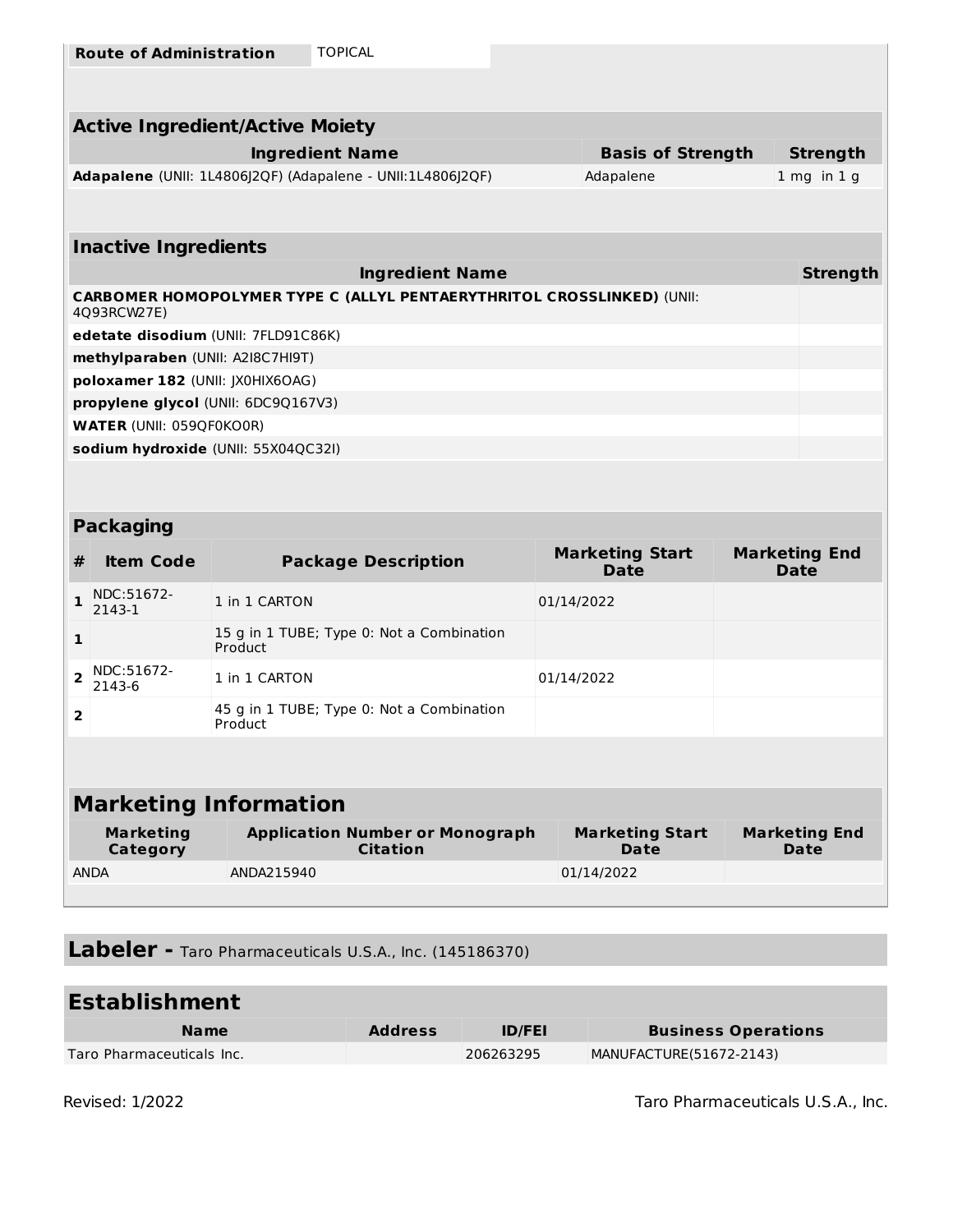| | |
|---|---|
| **Route of Administration** | TOPICAL |

| **Active Ingredient/Active Moiety** | | |
|---|---|---|
| **Ingredient Name** | **Basis of Strength** | **Strength** |
| **Adapalene** (UNII: 1L4806J2QF) (Adapalene - UNII:1L4806J2QF) | Adapalene | 1 mg in 1 g |

| **Inactive Ingredients** | |
|---|---|
| **Ingredient Name** | **Strength** |
| **CARBOMER HOMOPOLYMER TYPE C (ALLYL PENTAERYTHRITOL CROSSLINKED)** (UNII: 4Q93RCW27E) | |
| **edetate disodium** (UNII: 7FLD91C86K) | |
| **methylparaben** (UNII: A2I8C7HI9T) | |
| **poloxamer 182** (UNII: JX0HIX6OAG) | |
| **propylene glycol** (UNII: 6DC9Q167V3) | |
| **WATER** (UNII: 059QF0KO0R) | |
| **sodium hydroxide** (UNII: 55X04QC32I) | |

| **Packaging** | | | | |
|---|---|---|---|---|
| **#** | **Item Code** | **Package Description** | **Marketing Start Date** | **Marketing End Date** |
| **1** | NDC:51672-2143-1 | 1 in 1 CARTON | 01/14/2022 | |
| **1** | | 15 g in 1 TUBE; Type 0: Not a Combination Product | | |
| **2** | NDC:51672-2143-6 | 1 in 1 CARTON | 01/14/2022 | |
| **2** | | 45 g in 1 TUBE; Type 0: Not a Combination Product | | |

| **Marketing Information** | | | |
|---|---|---|---|
| **Marketing Category** | **Application Number or Monograph Citation** | **Marketing Start Date** | **Marketing End Date** |
| ANDA | ANDA215940 | 01/14/2022 | |

## Labeler - Taro Pharmaceuticals U.S.A., Inc. (145186370)

| **Establishment** | | | |
|---|---|---|---|
| **Name** | **Address** | **ID/FEI** | **Business Operations** |
| Taro Pharmaceuticals Inc. | | 206263295 | MANUFACTURE(51672-2143) |

Revised: 1/2022

Taro Pharmaceuticals U.S.A., Inc.